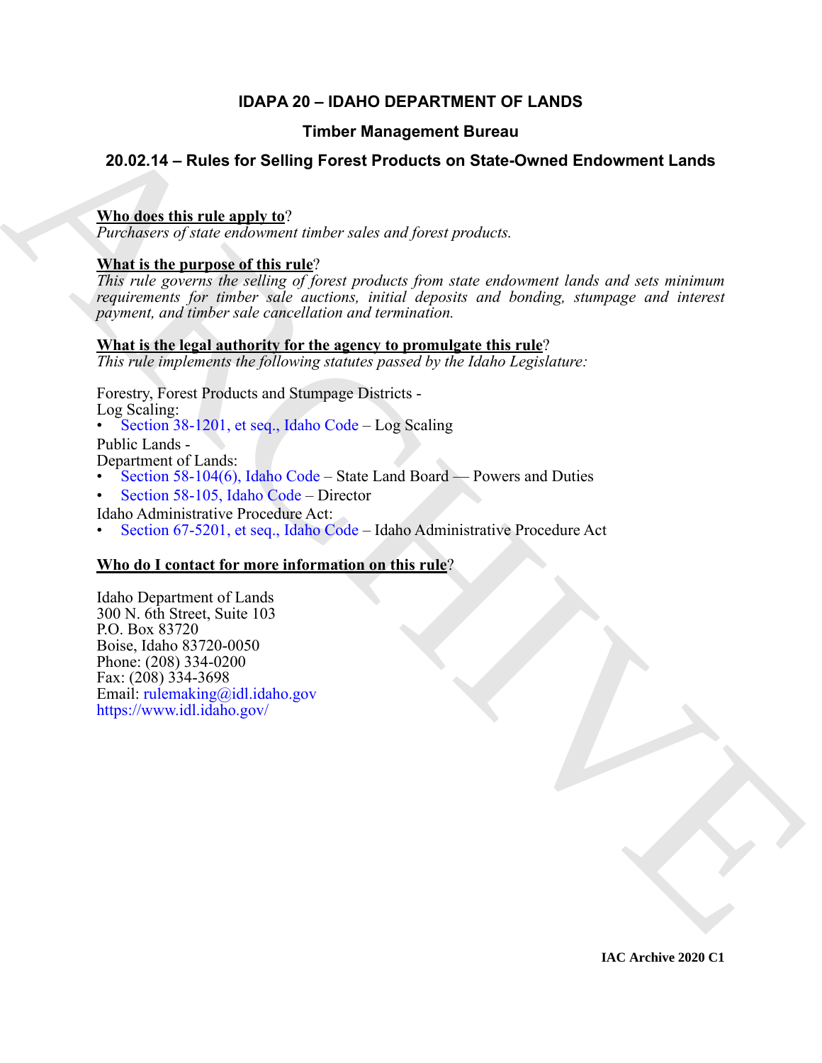# IDAPA 20 – IDAHO DEPARTMENT OF LANDS

## Timber Management Bureau

## 20.02.14 – Rules for Selling Forest Products on State-Owned Endowment Lands

**Who does this rule apply to**?

*Purchasers of state endowment timber sales and forest products.*

**What is the purpose of this rule**?

*This rule governs the selling of forest products from state endowment lands and sets minimum requirements for timber sale auctions, initial deposits and bonding, stumpage and interest payment, and timber sale cancellation and termination.*

**What is the legal authority for the agency to promulgate this rule**?

*This rule implements the following statutes passed by the Idaho Legislature:*

Forestry, Forest Products and Stumpage Districts -
Log Scaling:
- Section 38-1201, et seq., Idaho Code – Log Scaling

Public Lands -
Department of Lands:
- Section 58-104(6), Idaho Code – State Land Board — Powers and Duties
- Section 58-105, Idaho Code – Director

Idaho Administrative Procedure Act:
- Section 67-5201, et seq., Idaho Code – Idaho Administrative Procedure Act

**Who do I contact for more information on this rule**?

Idaho Department of Lands
300 N. 6th Street, Suite 103
P.O. Box 83720
Boise, Idaho 83720-0050
Phone: (208) 334-0200
Fax: (208) 334-3698
Email: rulemaking@idl.idaho.gov
https://www.idl.idaho.gov/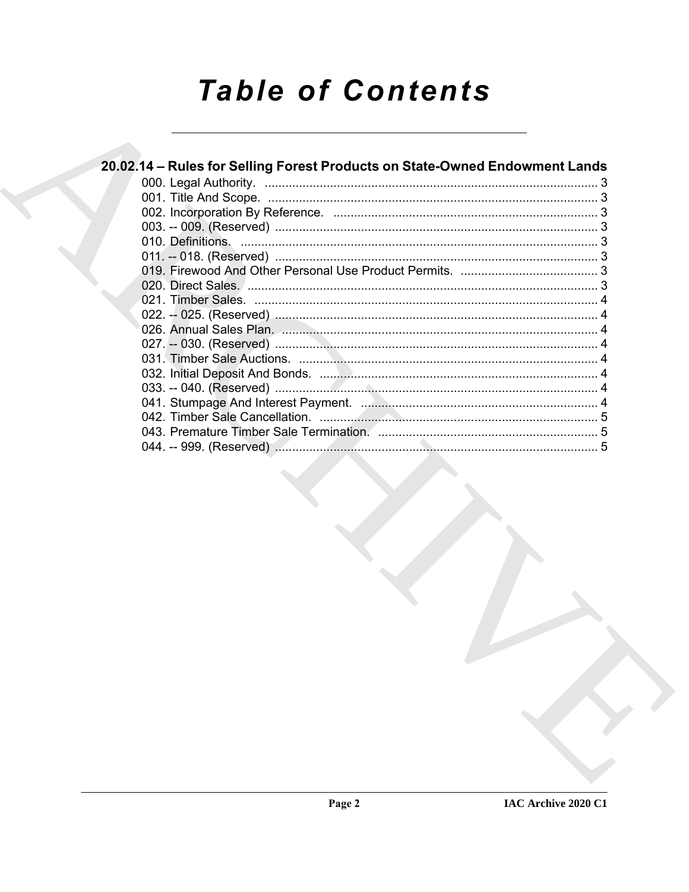# Table of Contents

## 20.02.14 – Rules for Selling Forest Products on State-Owned Endowment Lands

000. Legal Authority. ........................................................................................... 3
001. Title And Scope. ........................................................................................... 3
002. Incorporation By Reference. ........................................................................ 3
003. -- 009. (Reserved) ........................................................................................ 3
010. Definitions. .................................................................................................... 3
011. -- 018. (Reserved) ........................................................................................ 3
019. Firewood And Other Personal Use Product Permits. ................................... 3
020. Direct Sales. ................................................................................................. 3
021. Timber Sales. ............................................................................................... 4
022. -- 025. (Reserved) ........................................................................................ 4
026. Annual Sales Plan. ....................................................................................... 4
027. -- 030. (Reserved) ........................................................................................ 4
031. Timber Sale Auctions. .................................................................................. 4
032. Initial Deposit And Bonds. ............................................................................ 4
033. -- 040. (Reserved) ........................................................................................ 4
041. Stumpage And Interest Payment. ................................................................ 4
042. Timber Sale Cancellation. ............................................................................. 5
043. Premature Timber Sale Termination. ........................................................... 5
044. -- 999. (Reserved) ........................................................................................ 5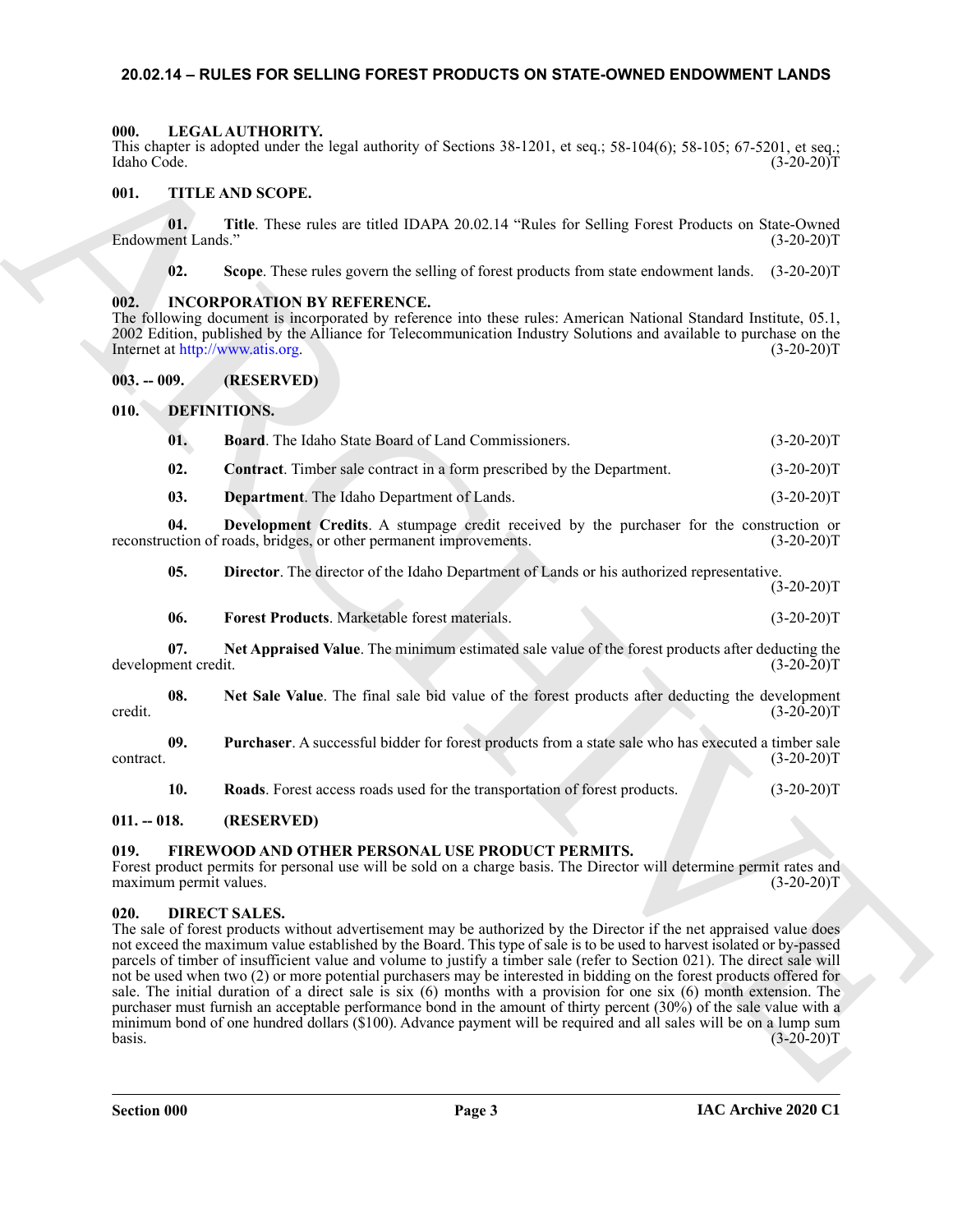## 20.02.14 – RULES FOR SELLING FOREST PRODUCTS ON STATE-OWNED ENDOWMENT LANDS

### 000. LEGAL AUTHORITY.

This chapter is adopted under the legal authority of Sections 38-1201, et seq.; 58-104(6); 58-105; 67-5201, et seq.; Idaho Code. (3-20-20)T

### 001. TITLE AND SCOPE.

**01. Title**. These rules are titled IDAPA 20.02.14 "Rules for Selling Forest Products on State-Owned Endowment Lands." (3-20-20)T

**02. Scope**. These rules govern the selling of forest products from state endowment lands. (3-20-20)T

### 002. INCORPORATION BY REFERENCE.

The following document is incorporated by reference into these rules: American National Standard Institute, 05.1, 2002 Edition, published by the Alliance for Telecommunication Industry Solutions and available to purchase on the Internet at http://www.atis.org. (3-20-20)T

### 003. -- 009. (RESERVED)

### 010. DEFINITIONS.

**01. Board**. The Idaho State Board of Land Commissioners. (3-20-20)T

**02. Contract**. Timber sale contract in a form prescribed by the Department. (3-20-20)T

**03. Department**. The Idaho Department of Lands. (3-20-20)T

**04. Development Credits**. A stumpage credit received by the purchaser for the construction or reconstruction of roads, bridges, or other permanent improvements. (3-20-20)T

**05. Director**. The director of the Idaho Department of Lands or his authorized representative. (3-20-20)T

**06. Forest Products**. Marketable forest materials. (3-20-20)T

**07. Net Appraised Value**. The minimum estimated sale value of the forest products after deducting the development credit. (3-20-20)T

**08. Net Sale Value**. The final sale bid value of the forest products after deducting the development credit. (3-20-20)T

**09. Purchaser**. A successful bidder for forest products from a state sale who has executed a timber sale contract. (3-20-20)T

**10. Roads**. Forest access roads used for the transportation of forest products. (3-20-20)T

### 011. -- 018. (RESERVED)

### 019. FIREWOOD AND OTHER PERSONAL USE PRODUCT PERMITS.

Forest product permits for personal use will be sold on a charge basis. The Director will determine permit rates and maximum permit values. (3-20-20)T

### 020. DIRECT SALES.

The sale of forest products without advertisement may be authorized by the Director if the net appraised value does not exceed the maximum value established by the Board. This type of sale is to be used to harvest isolated or by-passed parcels of timber of insufficient value and volume to justify a timber sale (refer to Section 021). The direct sale will not be used when two (2) or more potential purchasers may be interested in bidding on the forest products offered for sale. The initial duration of a direct sale is six (6) months with a provision for one six (6) month extension. The purchaser must furnish an acceptable performance bond in the amount of thirty percent (30%) of the sale value with a minimum bond of one hundred dollars ($100). Advance payment will be required and all sales will be on a lump sum basis. (3-20-20)T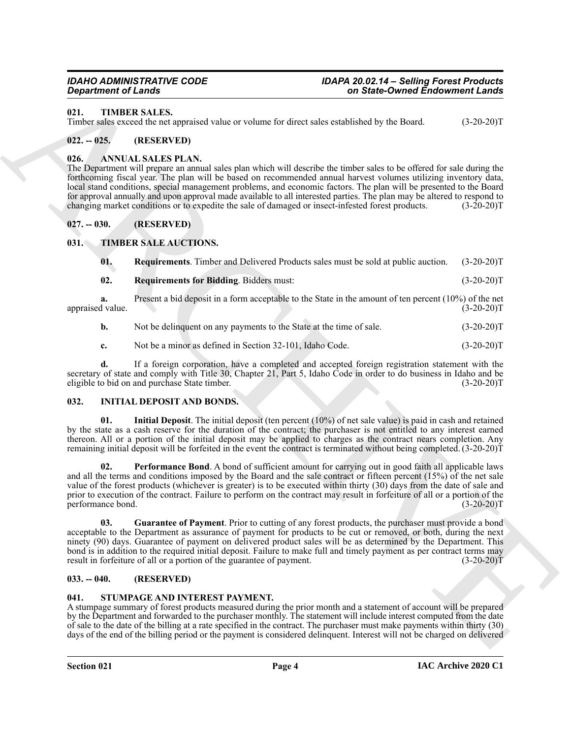### 021. TIMBER SALES.

Timber sales exceed the net appraised value or volume for direct sales established by the Board. (3-20-20)T

### 022. -- 025. (RESERVED)

### 026. ANNUAL SALES PLAN.

The Department will prepare an annual sales plan which will describe the timber sales to be offered for sale during the forthcoming fiscal year. The plan will be based on recommended annual harvest volumes utilizing inventory data, local stand conditions, special management problems, and economic factors. The plan will be presented to the Board for approval annually and upon approval made available to all interested parties. The plan may be altered to respond to changing market conditions or to expedite the sale of damaged or insect-infested forest products. (3-20-20)T

### 027. -- 030. (RESERVED)

### 031. TIMBER SALE AUCTIONS.

**01. Requirements**. Timber and Delivered Products sales must be sold at public auction. (3-20-20)T

**02. Requirements for Bidding**. Bidders must: (3-20-20)T

**a.** Present a bid deposit in a form acceptable to the State in the amount of ten percent (10%) of the net appraised value. (3-20-20)T

**b.** Not be delinquent on any payments to the State at the time of sale. (3-20-20)T

**c.** Not be a minor as defined in Section 32-101, Idaho Code. (3-20-20)T

**d.** If a foreign corporation, have a completed and accepted foreign registration statement with the secretary of state and comply with Title 30, Chapter 21, Part 5, Idaho Code in order to do business in Idaho and be eligible to bid on and purchase State timber. (3-20-20)T

### 032. INITIAL DEPOSIT AND BONDS.

**01. Initial Deposit**. The initial deposit (ten percent (10%) of net sale value) is paid in cash and retained by the state as a cash reserve for the duration of the contract; the purchaser is not entitled to any interest earned thereon. All or a portion of the initial deposit may be applied to charges as the contract nears completion. Any remaining initial deposit will be forfeited in the event the contract is terminated without being completed. (3-20-20)T

**02. Performance Bond**. A bond of sufficient amount for carrying out in good faith all applicable laws and all the terms and conditions imposed by the Board and the sale contract or fifteen percent (15%) of the net sale value of the forest products (whichever is greater) is to be executed within thirty (30) days from the date of sale and prior to execution of the contract. Failure to perform on the contract may result in forfeiture of all or a portion of the performance bond. (3-20-20)T

**03. Guarantee of Payment**. Prior to cutting of any forest products, the purchaser must provide a bond acceptable to the Department as assurance of payment for products to be cut or removed, or both, during the next ninety (90) days. Guarantee of payment on delivered product sales will be as determined by the Department. This bond is in addition to the required initial deposit. Failure to make full and timely payment as per contract terms may result in forfeiture of all or a portion of the guarantee of payment. (3-20-20)T

### 033. -- 040. (RESERVED)

### 041. STUMPAGE AND INTEREST PAYMENT.

A stumpage summary of forest products measured during the prior month and a statement of account will be prepared by the Department and forwarded to the purchaser monthly. The statement will include interest computed from the date of sale to the date of the billing at a rate specified in the contract. The purchaser must make payments within thirty (30) days of the end of the billing period or the payment is considered delinquent. Interest will not be charged on delivered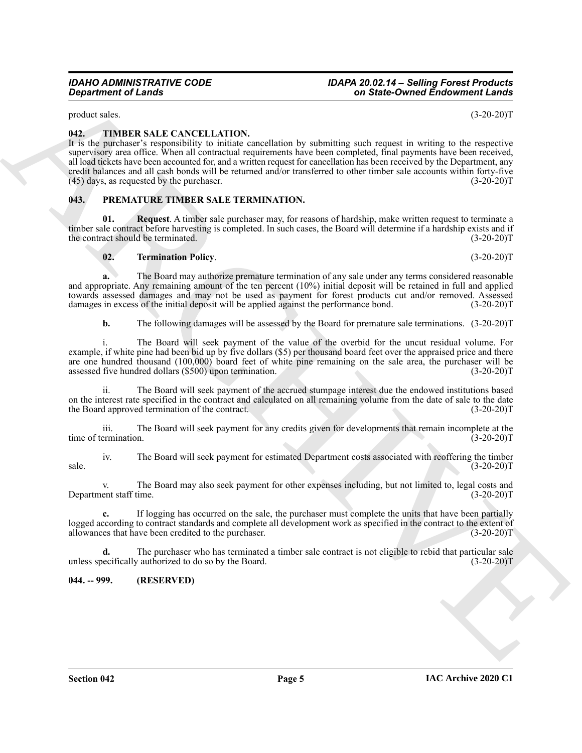product sales. (3-20-20)T

### 042. TIMBER SALE CANCELLATION.

It is the purchaser's responsibility to initiate cancellation by submitting such request in writing to the respective supervisory area office. When all contractual requirements have been completed, final payments have been received, all load tickets have been accounted for, and a written request for cancellation has been received by the Department, any credit balances and all cash bonds will be returned and/or transferred to other timber sale accounts within forty-five (45) days, as requested by the purchaser. (3-20-20)T

### 043. PREMATURE TIMBER SALE TERMINATION.

**01. Request**. A timber sale purchaser may, for reasons of hardship, make written request to terminate a timber sale contract before harvesting is completed. In such cases, the Board will determine if a hardship exists and if the contract should be terminated. (3-20-20)T

**02. Termination Policy**. (3-20-20)T

**a.** The Board may authorize premature termination of any sale under any terms considered reasonable and appropriate. Any remaining amount of the ten percent (10%) initial deposit will be retained in full and applied towards assessed damages and may not be used as payment for forest products cut and/or removed. Assessed damages in excess of the initial deposit will be applied against the performance bond. (3-20-20)T

**b.** The following damages will be assessed by the Board for premature sale terminations. (3-20-20)T

i. The Board will seek payment of the value of the overbid for the uncut residual volume. For example, if white pine had been bid up by five dollars ($5) per thousand board feet over the appraised price and there are one hundred thousand (100,000) board feet of white pine remaining on the sale area, the purchaser will be assessed five hundred dollars ($500) upon termination. (3-20-20)T

ii. The Board will seek payment of the accrued stumpage interest due the endowed institutions based on the interest rate specified in the contract and calculated on all remaining volume from the date of sale to the date the Board approved termination of the contract. (3-20-20)T

iii. The Board will seek payment for any credits given for developments that remain incomplete at the time of termination. (3-20-20)T

iv. The Board will seek payment for estimated Department costs associated with reoffering the timber sale. (3-20-20)T

v. The Board may also seek payment for other expenses including, but not limited to, legal costs and Department staff time. (3-20-20)T

**c.** If logging has occurred on the sale, the purchaser must complete the units that have been partially logged according to contract standards and complete all development work as specified in the contract to the extent of allowances that have been credited to the purchaser. (3-20-20)T

**d.** The purchaser who has terminated a timber sale contract is not eligible to rebid that particular sale unless specifically authorized to do so by the Board. (3-20-20)T

### 044. -- 999. (RESERVED)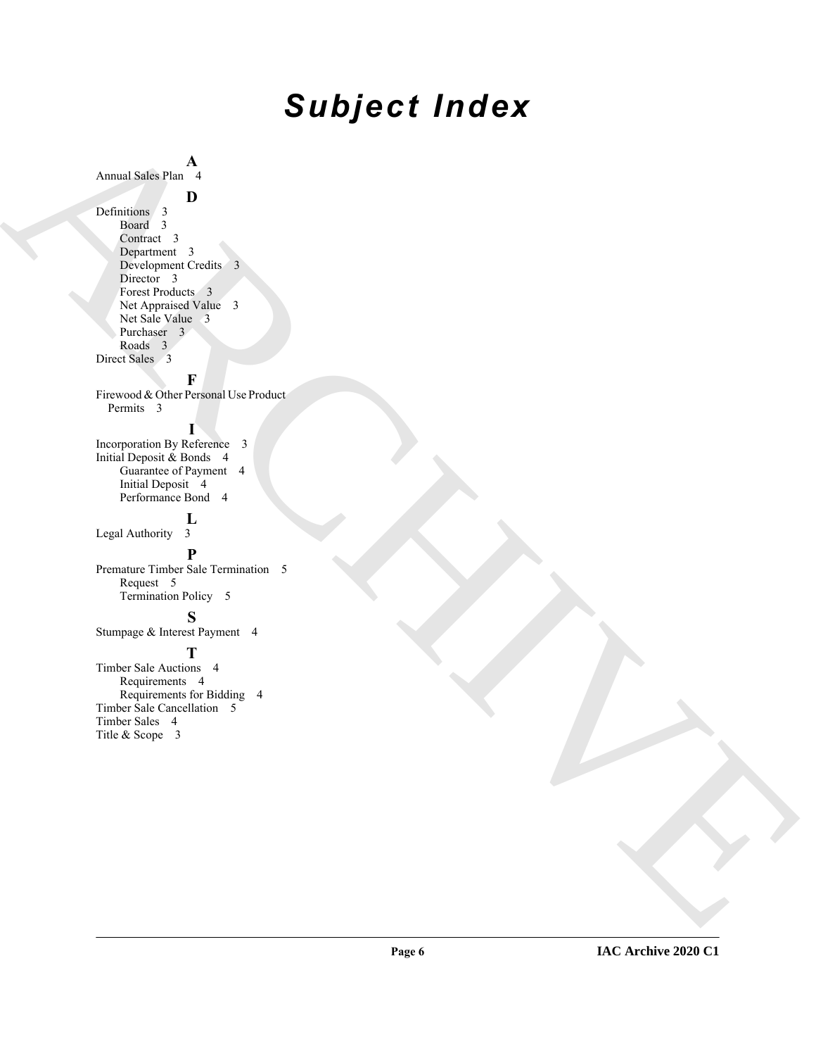# *Subject Index*

**A**

Annual Sales Plan 4

**D**

Definitions 3
- Board 3
- Contract 3
- Department 3
- Development Credits 3
- Director 3
- Forest Products 3
- Net Appraised Value 3
- Net Sale Value 3
- Purchaser 3
- Roads 3

Direct Sales 3

**F**

Firewood & Other Personal Use Product Permits 3

**I**

Incorporation By Reference 3

Initial Deposit & Bonds 4
- Guarantee of Payment 4
- Initial Deposit 4
- Performance Bond 4

**L**

Legal Authority 3

**P**

Premature Timber Sale Termination 5
- Request 5
- Termination Policy 5

**S**

Stumpage & Interest Payment 4

**T**

Timber Sale Auctions 4
- Requirements 4
- Requirements for Bidding 4

Timber Sale Cancellation 5

Timber Sales 4

Title & Scope 3